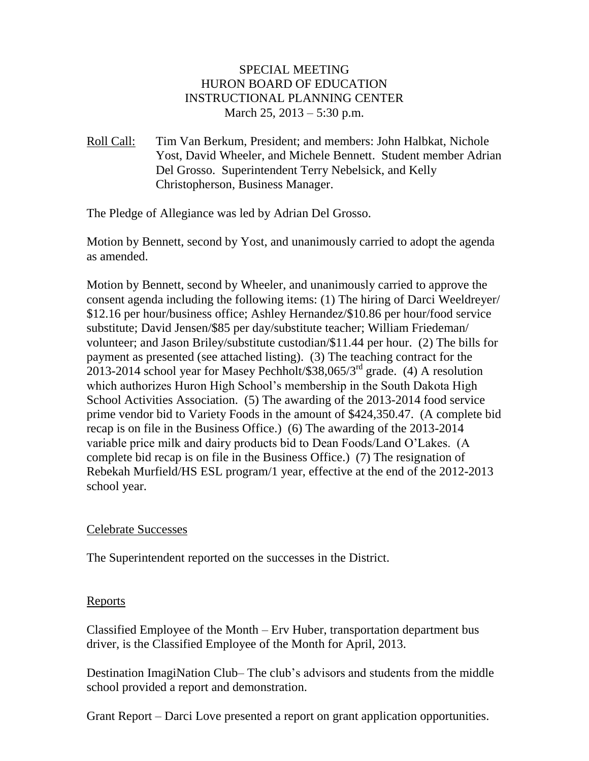# SPECIAL MEETING
# HURON BOARD OF EDUCATION
# INSTRUCTIONAL PLANNING CENTER
March 25, 2013 – 5:30 p.m.

Roll Call: Tim Van Berkum, President; and members: John Halbkat, Nichole Yost, David Wheeler, and Michele Bennett. Student member Adrian Del Grosso. Superintendent Terry Nebelsick, and Kelly Christopherson, Business Manager.

The Pledge of Allegiance was led by Adrian Del Grosso.

Motion by Bennett, second by Yost, and unanimously carried to adopt the agenda as amended.

Motion by Bennett, second by Wheeler, and unanimously carried to approve the consent agenda including the following items: (1) The hiring of Darci Weeldreyer/ $12.16 per hour/business office; Ashley Hernandez/$10.86 per hour/food service substitute; David Jensen/$85 per day/substitute teacher; William Friedeman/ volunteer; and Jason Briley/substitute custodian/$11.44 per hour. (2) The bills for payment as presented (see attached listing). (3) The teaching contract for the 2013-2014 school year for Masey Pechholt/$38,065/3rd grade. (4) A resolution which authorizes Huron High School's membership in the South Dakota High School Activities Association. (5) The awarding of the 2013-2014 food service prime vendor bid to Variety Foods in the amount of $424,350.47. (A complete bid recap is on file in the Business Office.) (6) The awarding of the 2013-2014 variable price milk and dairy products bid to Dean Foods/Land O'Lakes. (A complete bid recap is on file in the Business Office.) (7) The resignation of Rebekah Murfield/HS ESL program/1 year, effective at the end of the 2012-2013 school year.

## Celebrate Successes

The Superintendent reported on the successes in the District.

## Reports

Classified Employee of the Month – Erv Huber, transportation department bus driver, is the Classified Employee of the Month for April, 2013.

Destination ImagiNation Club– The club's advisors and students from the middle school provided a report and demonstration.

Grant Report – Darci Love presented a report on grant application opportunities.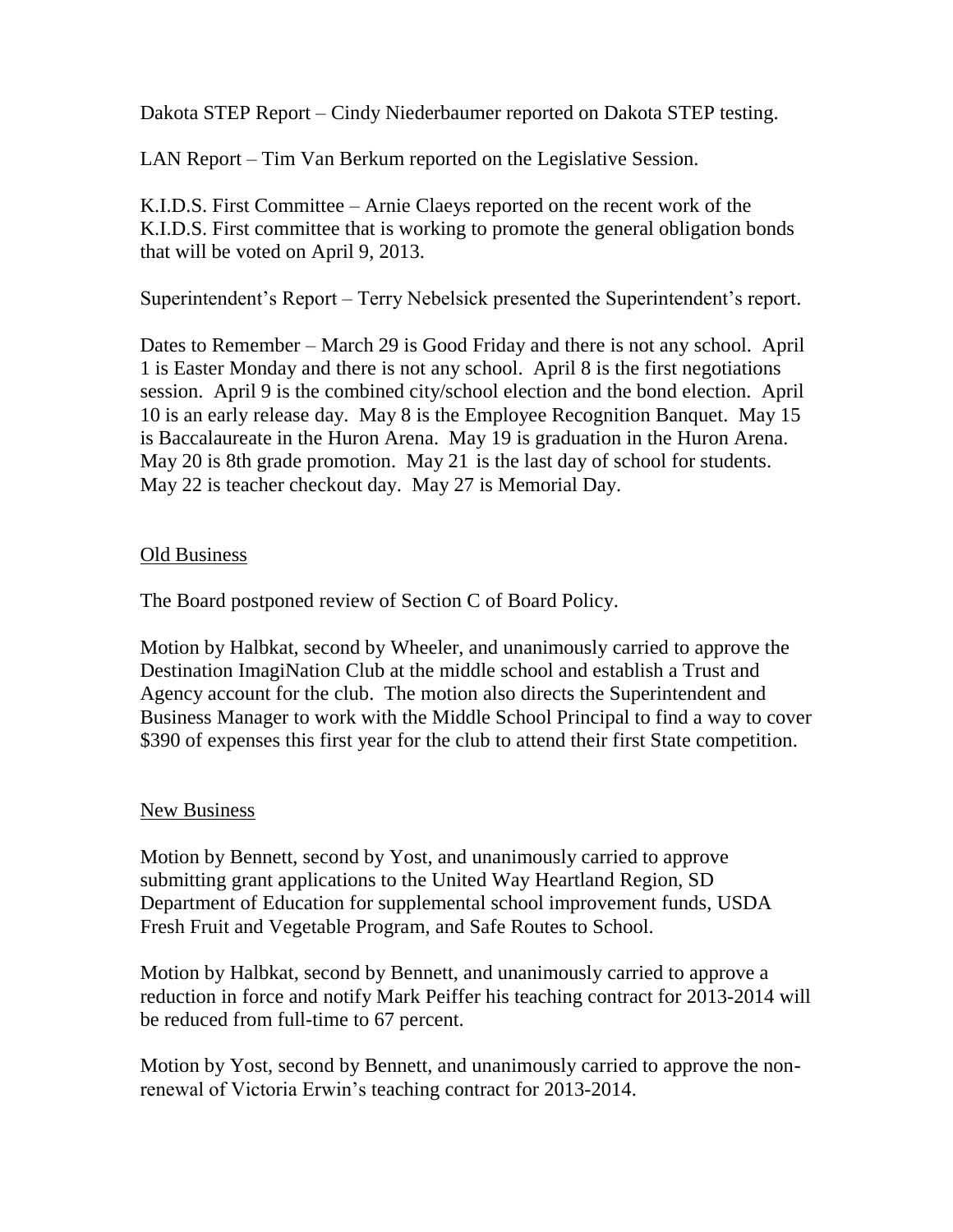Dakota STEP Report – Cindy Niederbaumer reported on Dakota STEP testing.

LAN Report – Tim Van Berkum reported on the Legislative Session.

K.I.D.S. First Committee – Arnie Claeys reported on the recent work of the K.I.D.S. First committee that is working to promote the general obligation bonds that will be voted on April 9, 2013.

Superintendent's Report – Terry Nebelsick presented the Superintendent's report.

Dates to Remember – March 29 is Good Friday and there is not any school. April 1 is Easter Monday and there is not any school. April 8 is the first negotiations session. April 9 is the combined city/school election and the bond election. April 10 is an early release day. May 8 is the Employee Recognition Banquet. May 15 is Baccalaureate in the Huron Arena. May 19 is graduation in the Huron Arena. May 20 is 8th grade promotion. May 21 is the last day of school for students. May 22 is teacher checkout day. May 27 is Memorial Day.

## Old Business

The Board postponed review of Section C of Board Policy.

Motion by Halbkat, second by Wheeler, and unanimously carried to approve the Destination ImagiNation Club at the middle school and establish a Trust and Agency account for the club. The motion also directs the Superintendent and Business Manager to work with the Middle School Principal to find a way to cover $390 of expenses this first year for the club to attend their first State competition.

## New Business

Motion by Bennett, second by Yost, and unanimously carried to approve submitting grant applications to the United Way Heartland Region, SD Department of Education for supplemental school improvement funds, USDA Fresh Fruit and Vegetable Program, and Safe Routes to School.

Motion by Halbkat, second by Bennett, and unanimously carried to approve a reduction in force and notify Mark Peiffer his teaching contract for 2013-2014 will be reduced from full-time to 67 percent.

Motion by Yost, second by Bennett, and unanimously carried to approve the non-renewal of Victoria Erwin's teaching contract for 2013-2014.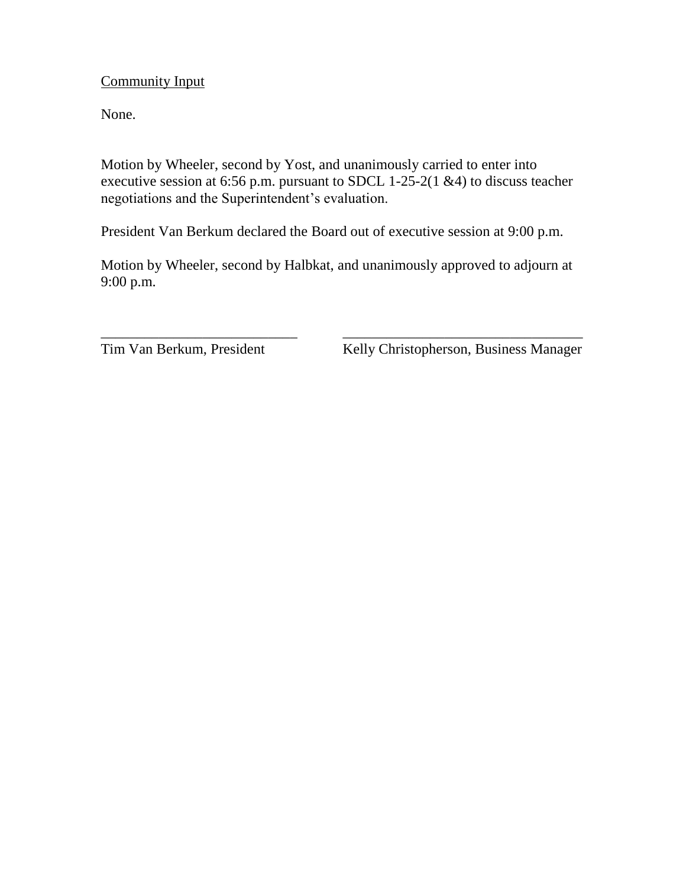Community Input

None.

Motion by Wheeler, second by Yost, and unanimously carried to enter into executive session at 6:56 p.m. pursuant to SDCL 1-25-2(1 &4) to discuss teacher negotiations and the Superintendent's evaluation.

President Van Berkum declared the Board out of executive session at 9:00 p.m.

Motion by Wheeler, second by Halbkat, and unanimously approved to adjourn at 9:00 p.m.

___________________________ ___________________________________

Tim Van Berkum, President Kelly Christopherson, Business Manager